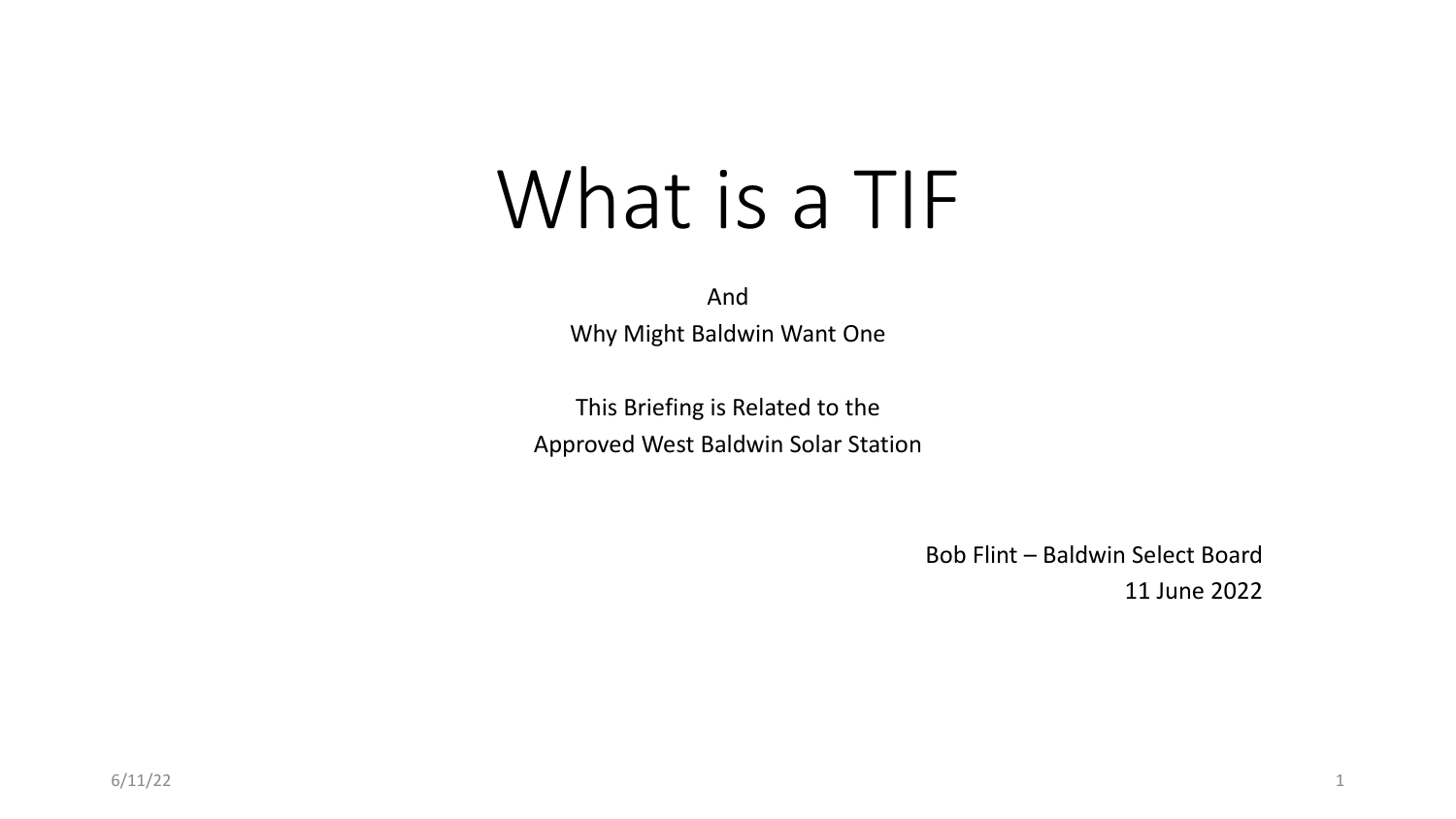# What is a TIF

And

Why Might Baldwin Want One

This Briefing is Related to the

Approved West Baldwin Solar Station

Bob Flint – Baldwin Select Board

11 June 2022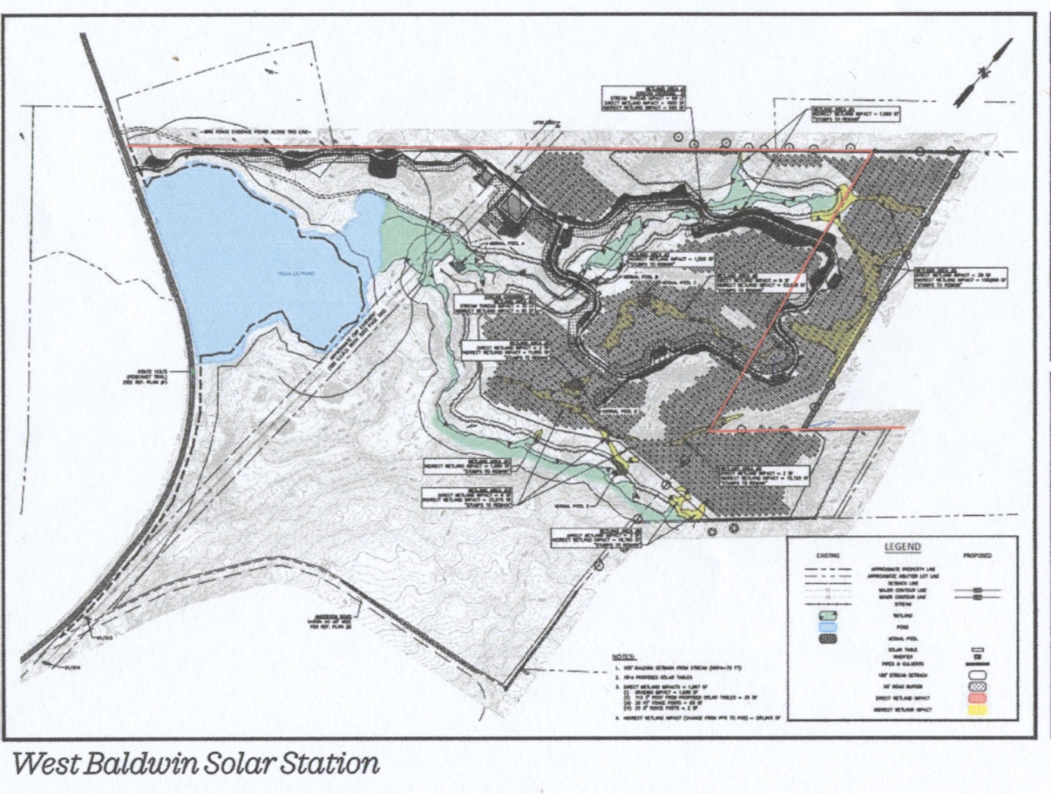*West Baldwin Solar Station*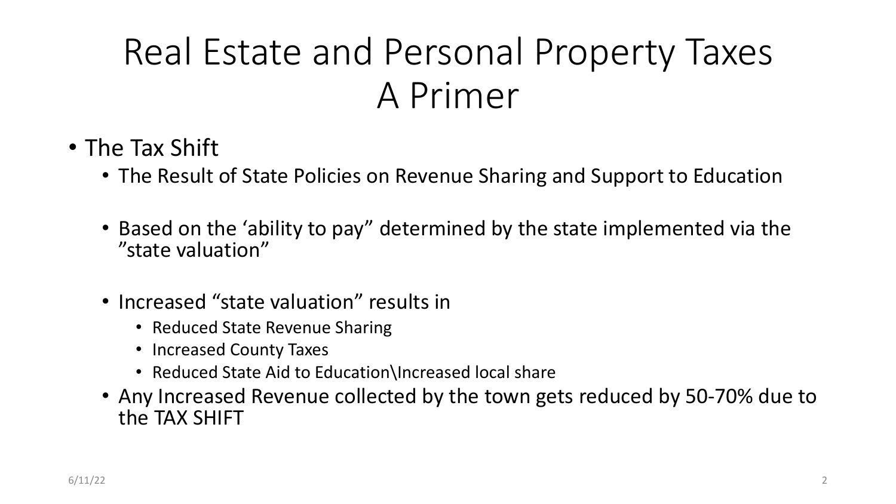# Real Estate and Personal Property Taxes A Primer

- The Tax Shift
  - The Result of State Policies on Revenue Sharing and Support to Education
  - Based on the ‘ability to pay” determined by the state implemented via the ”state valuation”
  - Increased “state valuation” results in
    - Reduced State Revenue Sharing
    - Increased County Taxes
    - Reduced State Aid to Education\Increased local share
  - Any Increased Revenue collected by the town gets reduced by 50-70% due to the TAX SHIFT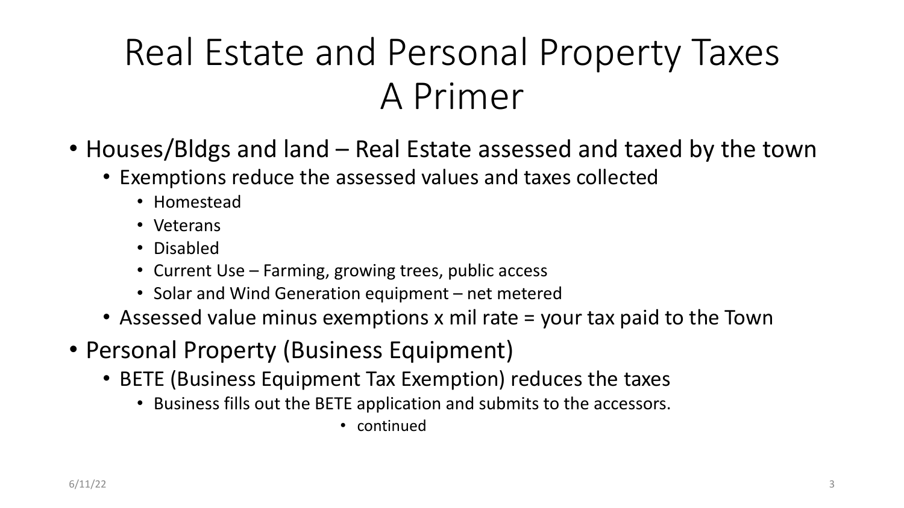# Real Estate and Personal Property Taxes A Primer

- Houses/Bldgs and land – Real Estate assessed and taxed by the town
  - Exemptions reduce the assessed values and taxes collected
    - Homestead
    - Veterans
    - Disabled
    - Current Use – Farming, growing trees, public access
    - Solar and Wind Generation equipment – net metered
  - Assessed value minus exemptions x mil rate = your tax paid to the Town
- Personal Property (Business Equipment)
  - BETE (Business Equipment Tax Exemption) reduces the taxes
    - Business fills out the BETE application and submits to the accessors.
      - continued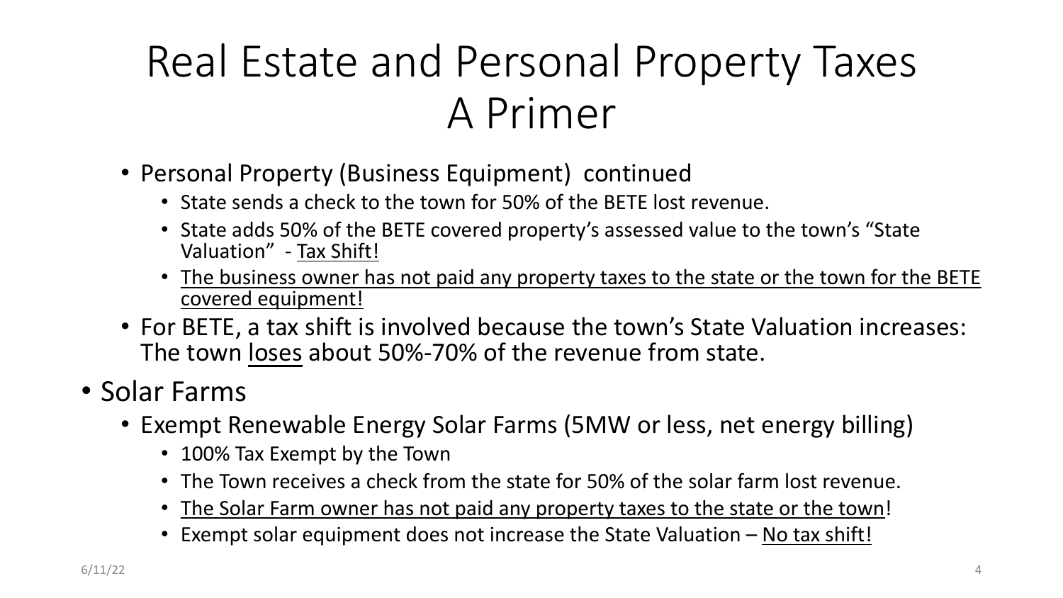# Real Estate and Personal Property Taxes
# A Primer

- Personal Property (Business Equipment) continued
  - State sends a check to the town for 50% of the BETE lost revenue.
  - State adds 50% of the BETE covered property's assessed value to the town's "State Valuation" - <u>Tax Shift!</u>
  - <u>The business owner has not paid any property taxes to the state or the town for the BETE covered equipment!</u>
- For BETE, a tax shift is involved because the town's State Valuation increases: The town <u>loses</u> about 50%-70% of the revenue from state.

- Solar Farms
  - Exempt Renewable Energy Solar Farms (5MW or less, net energy billing)
    - 100% Tax Exempt by the Town
    - The Town receives a check from the state for 50% of the solar farm lost revenue.
    - <u>The Solar Farm owner has not paid any property taxes to the state or the town</u>!
    - Exempt solar equipment does not increase the State Valuation – <u>No tax shift!</u>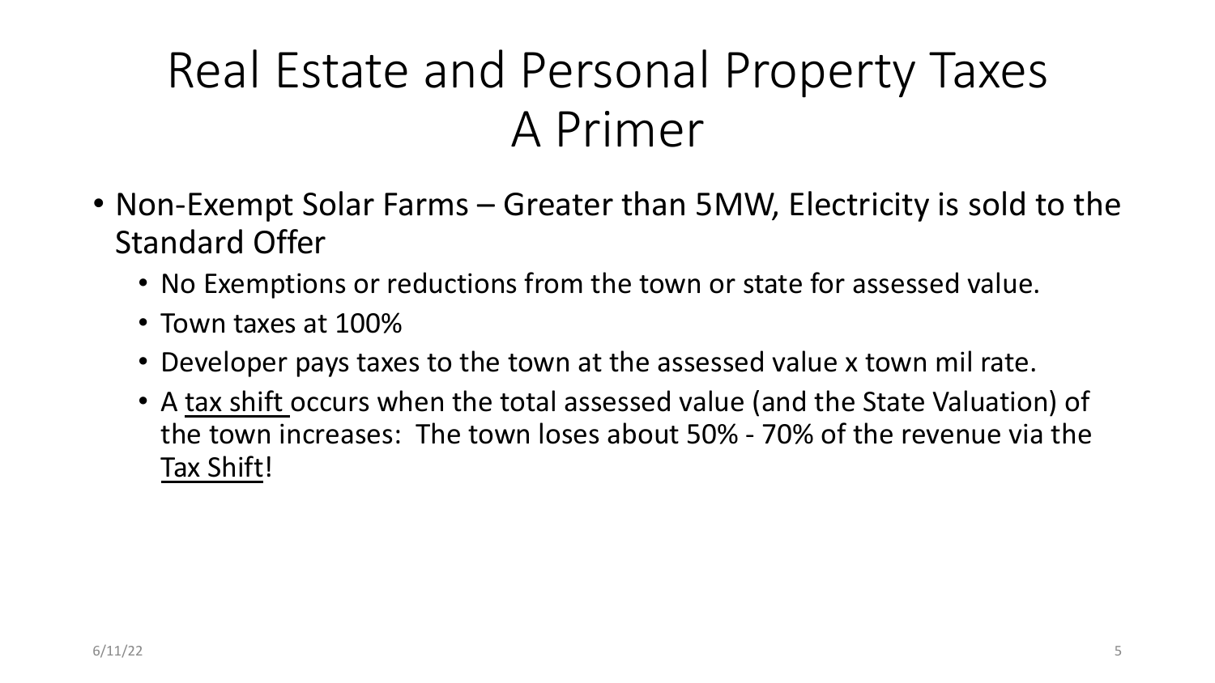# Real Estate and Personal Property Taxes A Primer

- Non-Exempt Solar Farms – Greater than 5MW, Electricity is sold to the Standard Offer
  - No Exemptions or reductions from the town or state for assessed value.
  - Town taxes at 100%
  - Developer pays taxes to the town at the assessed value x town mil rate.
  - A <u>tax shift</u> occurs when the total assessed value (and the State Valuation) of the town increases: The town loses about 50% - 70% of the revenue via the <u>Tax Shift</u>!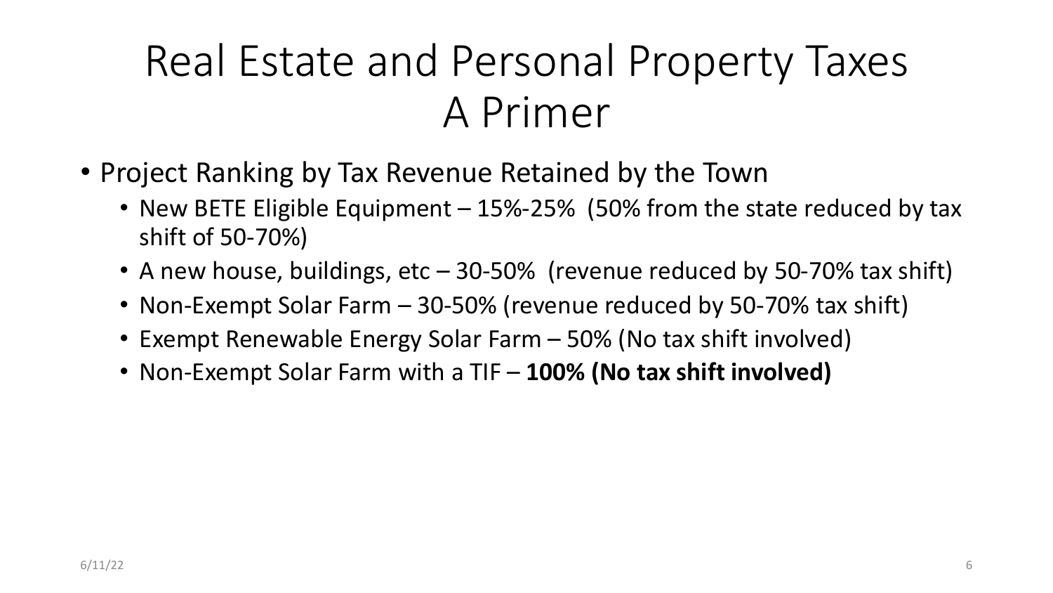# Real Estate and Personal Property Taxes
# A Primer

- Project Ranking by Tax Revenue Retained by the Town
  - New BETE Eligible Equipment – 15%-25% (50% from the state reduced by tax shift of 50-70%)
  - A new house, buildings, etc – 30-50% (revenue reduced by 50-70% tax shift)
  - Non-Exempt Solar Farm – 30-50% (revenue reduced by 50-70% tax shift)
  - Exempt Renewable Energy Solar Farm – 50% (No tax shift involved)
  - Non-Exempt Solar Farm with a TIF – **100% (No tax shift involved)**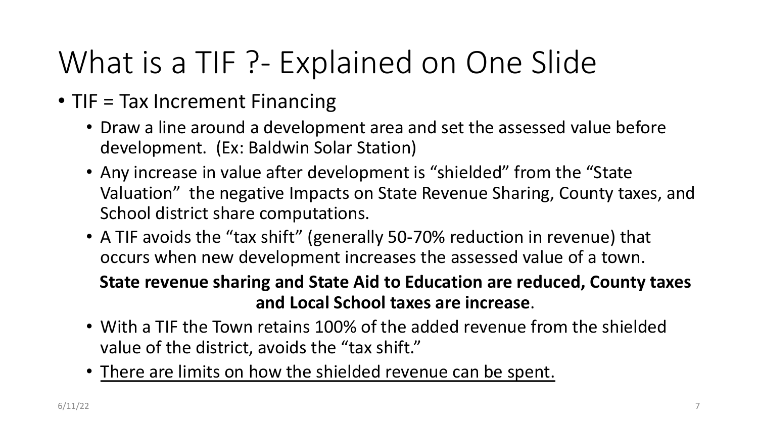# What is a TIF ?- Explained on One Slide

- TIF = Tax Increment Financing
  - Draw a line around a development area and set the assessed value before development. (Ex: Baldwin Solar Station)
  - Any increase in value after development is "shielded" from the "State Valuation" the negative Impacts on State Revenue Sharing, County taxes, and School district share computations.
  - A TIF avoids the "tax shift" (generally 50-70% reduction in revenue) that occurs when new development increases the assessed value of a town.

  **State revenue sharing and State Aid to Education are reduced, County taxes and Local School taxes are increase**.

  - With a TIF the Town retains 100% of the added revenue from the shielded value of the district, avoids the "tax shift."
  - <u>There are limits on how the shielded revenue can be spent.</u>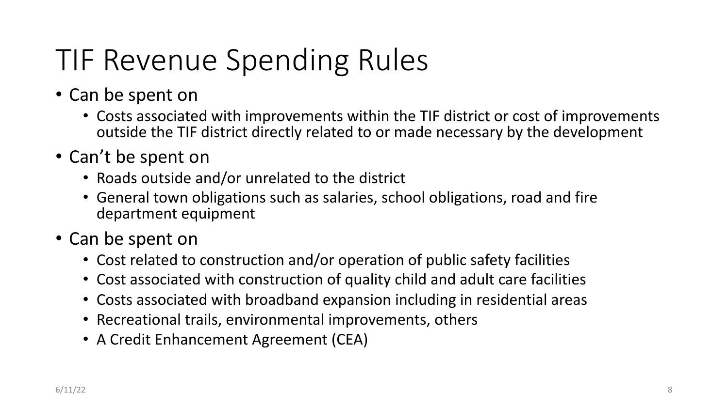# TIF Revenue Spending Rules

- Can be spent on
  - Costs associated with improvements within the TIF district or cost of improvements outside the TIF district directly related to or made necessary by the development
- Can't be spent on
  - Roads outside and/or unrelated to the district
  - General town obligations such as salaries, school obligations, road and fire department equipment
- Can be spent on
  - Cost related to construction and/or operation of public safety facilities
  - Cost associated with construction of quality child and adult care facilities
  - Costs associated with broadband expansion including in residential areas
  - Recreational trails, environmental improvements, others
  - A Credit Enhancement Agreement (CEA)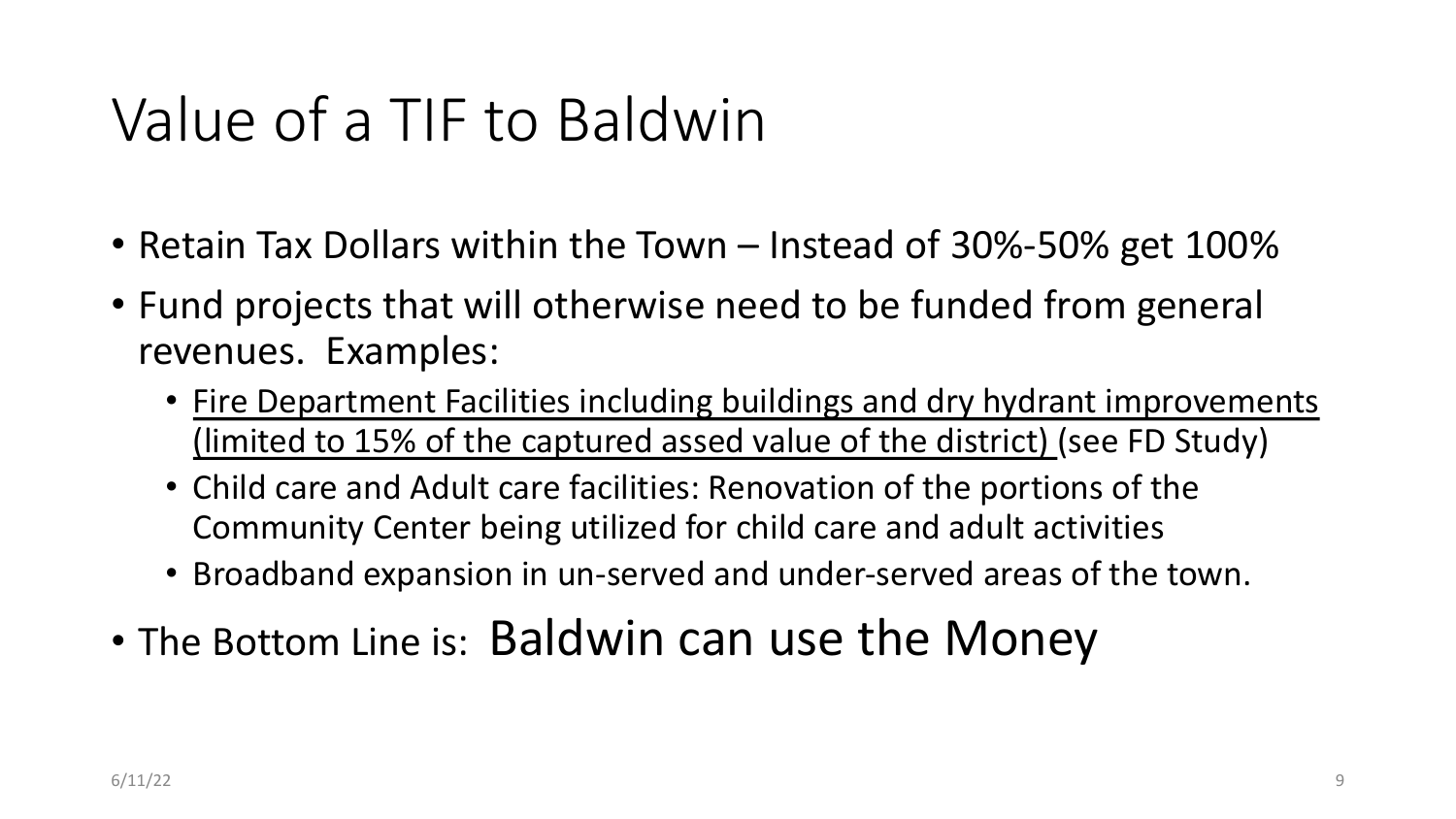# Value of a TIF to Baldwin

- Retain Tax Dollars within the Town – Instead of 30%-50% get 100%
- Fund projects that will otherwise need to be funded from general revenues. Examples:
  - <u>Fire Department Facilities including buildings and dry hydrant improvements (limited to 15% of the captured assed value of the district)</u> (see FD Study)
  - Child care and Adult care facilities: Renovation of the portions of the Community Center being utilized for child care and adult activities
  - Broadband expansion in un-served and under-served areas of the town.
- The Bottom Line is: **Baldwin can use the Money**

6/11/22